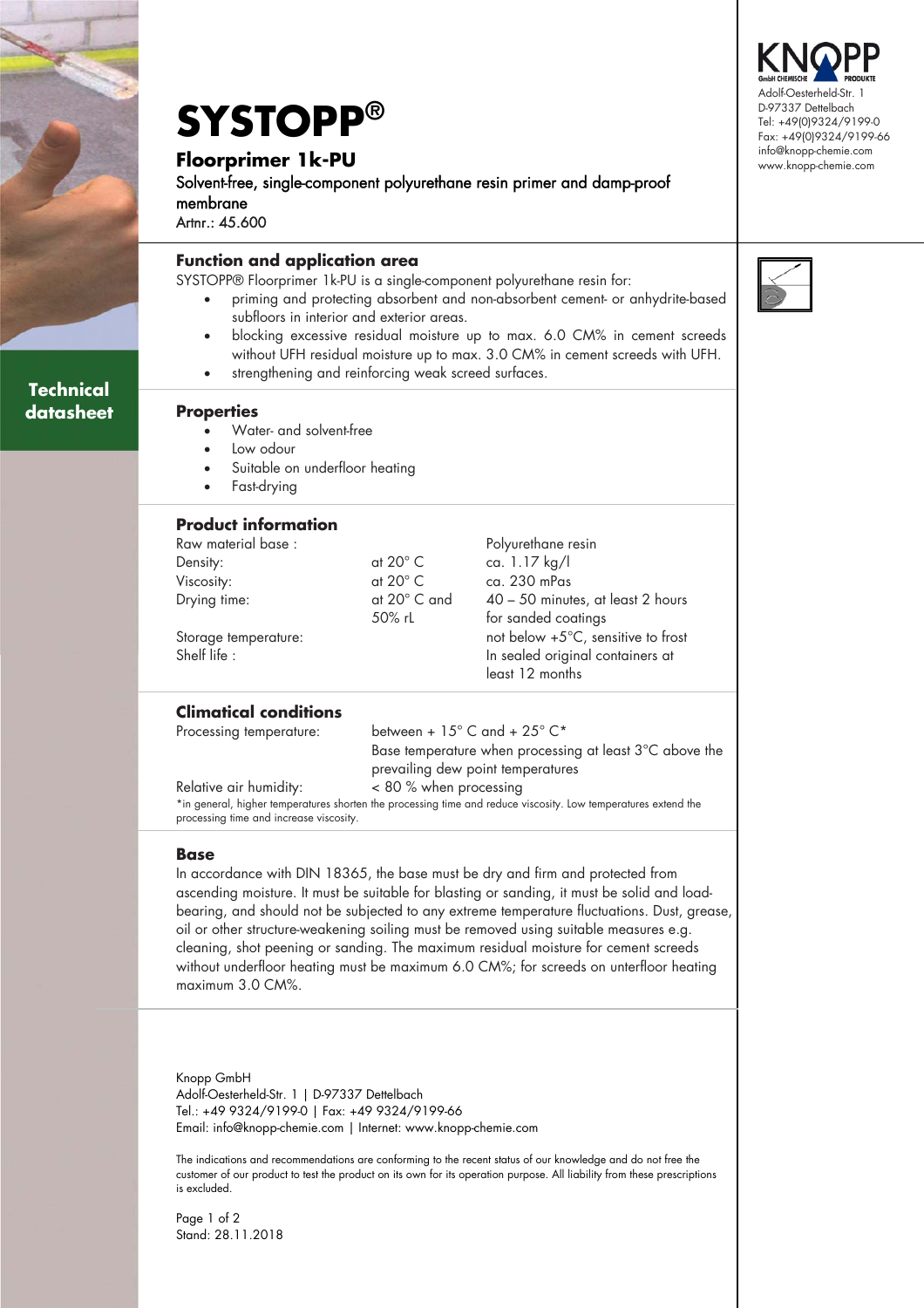# SYSTOPP®

## Floorprimer 1k-PU

Solvent-free, single-component polyurethane resin primer and damp-proof membrane

Artnr.: 45.600

KNOPP GmbH CHEMISCHE PRODUKTE
Adolf-Oesterheld-Str. 1
D-97337 Dettelbach
Tel: +49(0)9324/9199-0
Fax: +49(0)9324/9199-66
info@knopp-chemie.com
www.knopp-chemie.com

**Technical datasheet**

### Function and application area

SYSTOPP® Floorprimer 1k-PU is a single-component polyurethane resin for:

- priming and protecting absorbent and non-absorbent cement- or anhydrite-based subfloors in interior and exterior areas.
- blocking excessive residual moisture up to max. 6.0 CM% in cement screeds without UFH residual moisture up to max. 3.0 CM% in cement screeds with UFH.
- strengthening and reinforcing weak screed surfaces.

### Properties

- Water- and solvent-free
- Low odour
- Suitable on underfloor heating
- Fast-drying

### Product information

| | | |
|---|---|---|
| Raw material base : | | Polyurethane resin |
| Density: | at 20° C | ca. 1.17 kg/l |
| Viscosity: | at 20° C | ca. 230 mPas |
| Drying time: | at 20° C and 50% rL | 40 – 50 minutes, at least 2 hours for sanded coatings |
| Storage temperature: | | not below +5°C, sensitive to frost |
| Shelf life : | | In sealed original containers at least 12 months |

### Climatical conditions

| | |
|---|---|
| Processing temperature: | between + 15° C and + 25° C* <br> Base temperature when processing at least 3°C above the prevailing dew point temperatures |
| Relative air humidity: | < 80 % when processing |

*in general, higher temperatures shorten the processing time and reduce viscosity. Low temperatures extend the processing time and increase viscosity.

### Base

In accordance with DIN 18365, the base must be dry and firm and protected from ascending moisture. It must be suitable for blasting or sanding, it must be solid and load-bearing, and should not be subjected to any extreme temperature fluctuations. Dust, grease, oil or other structure-weakening soiling must be removed using suitable measures e.g. cleaning, shot peening or sanding. The maximum residual moisture for cement screeds without underfloor heating must be maximum 6.0 CM%; for screeds on unterfloor heating maximum 3.0 CM%.

Knopp GmbH
Adolf-Oesterheld-Str. 1 | D-97337 Dettelbach
Tel.: +49 9324/9199-0 | Fax: +49 9324/9199-66
Email: info@knopp-chemie.com | Internet: www.knopp-chemie.com

The indications and recommendations are conforming to the recent status of our knowledge and do not free the customer of our product to test the product on its own for its operation purpose. All liability from these prescriptions is excluded.

Stand: 28.11.2018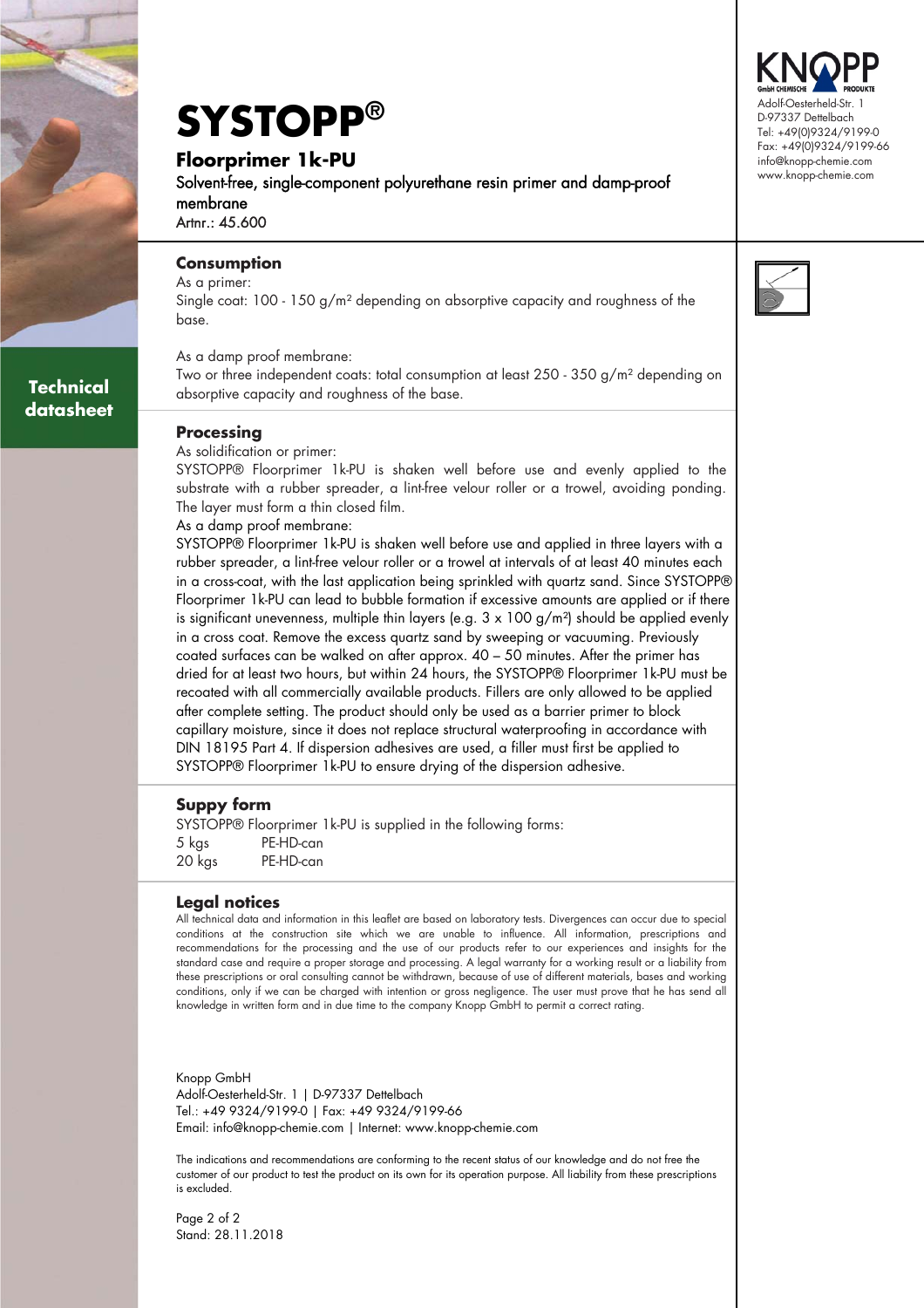# SYSTOPP®

## Floorprimer 1k-PU

Solvent-free, single-component polyurethane resin primer and damp-proof membrane

Artnr.: 45.600

Knopp GmbH Chemische Produkte
Adolf-Oesterheld-Str. 1
D-97337 Dettelbach
Tel: +49(0)9324/9199-0
Fax: +49(0)9324/9199-66
info@knopp-chemie.com
www.knopp-chemie.com

**Technical datasheet**

### Consumption

As a primer:
Single coat: 100 - 150 g/m² depending on absorptive capacity and roughness of the base.

As a damp proof membrane:
Two or three independent coats: total consumption at least 250 - 350 g/m² depending on absorptive capacity and roughness of the base.

### Processing

As solidification or primer:
SYSTOPP® Floorprimer 1k-PU is shaken well before use and evenly applied to the substrate with a rubber spreader, a lint-free velour roller or a trowel, avoiding ponding. The layer must form a thin closed film.
As a damp proof membrane:
SYSTOPP® Floorprimer 1k-PU is shaken well before use and applied in three layers with a rubber spreader, a lint-free velour roller or a trowel at intervals of at least 40 minutes each in a cross-coat, with the last application being sprinkled with quartz sand. Since SYSTOPP® Floorprimer 1k-PU can lead to bubble formation if excessive amounts are applied or if there is significant unevenness, multiple thin layers (e.g. 3 x 100 g/m²) should be applied evenly in a cross coat. Remove the excess quartz sand by sweeping or vacuuming. Previously coated surfaces can be walked on after approx. 40 – 50 minutes. After the primer has dried for at least two hours, but within 24 hours, the SYSTOPP® Floorprimer 1k-PU must be recoated with all commercially available products. Fillers are only allowed to be applied after complete setting. The product should only be used as a barrier primer to block capillary moisture, since it does not replace structural waterproofing in accordance with DIN 18195 Part 4. If dispersion adhesives are used, a filler must first be applied to SYSTOPP® Floorprimer 1k-PU to ensure drying of the dispersion adhesive.

### Suppy form

SYSTOPP® Floorprimer 1k-PU is supplied in the following forms:

| | |
|---|---|
| 5 kgs | PE-HD-can |
| 20 kgs | PE-HD-can |

### Legal notices

All technical data and information in this leaflet are based on laboratory tests. Divergences can occur due to special conditions at the construction site which we are unable to influence. All information, prescriptions and recommendations for the processing and the use of our products refer to our experiences and insights for the standard case and require a proper storage and processing. A legal warranty for a working result or a liability from these prescriptions or oral consulting cannot be withdrawn, because of use of different materials, bases and working conditions, only if we can be charged with intention or gross negligence. The user must prove that he has send all knowledge in written form and in due time to the company Knopp GmbH to permit a correct rating.

Knopp GmbH
Adolf-Oesterheld-Str. 1 | D-97337 Dettelbach
Tel.: +49 9324/9199-0 | Fax: +49 9324/9199-66
Email: info@knopp-chemie.com | Internet: www.knopp-chemie.com

The indications and recommendations are conforming to the recent status of our knowledge and do not free the customer of our product to test the product on its own for its operation purpose. All liability from these prescriptions is excluded.

Stand: 28.11.2018